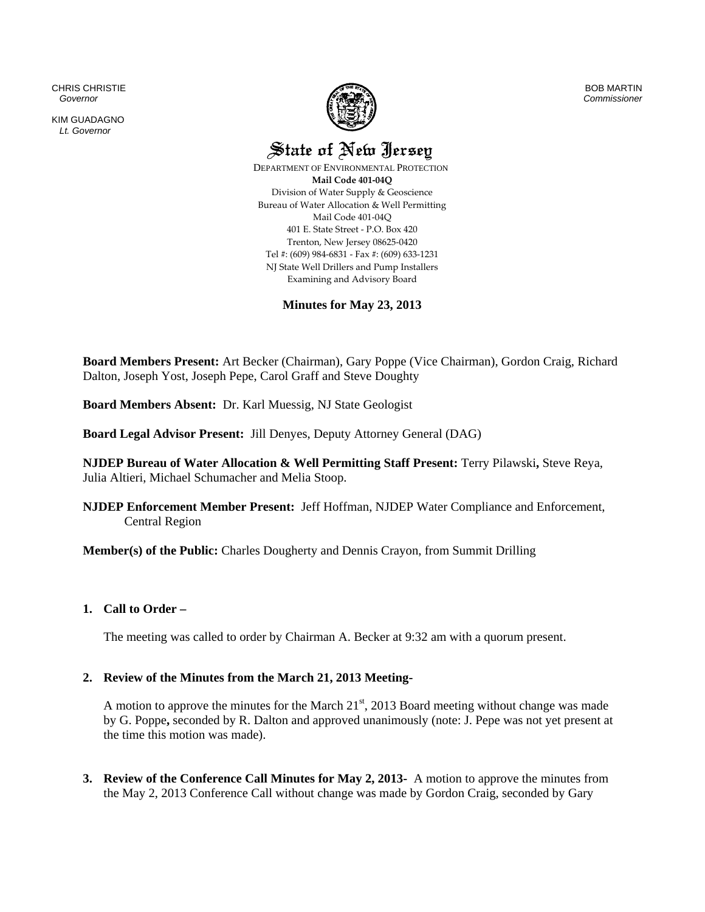CHRIS CHRISTIE
*Governor*

KIM GUADAGNO
*Lt. Governor*

BOB MARTIN
*Commissioner*

# State of New Jersey

DEPARTMENT OF ENVIRONMENTAL PROTECTION
**Mail Code 401-04Q**
Division of Water Supply & Geoscience
Bureau of Water Allocation & Well Permitting
Mail Code 401-04Q
401 E. State Street - P.O. Box 420
Trenton, New Jersey 08625-0420
Tel #: (609) 984-6831 - Fax #: (609) 633-1231
NJ State Well Drillers and Pump Installers
Examining and Advisory Board

## Minutes for May 23, 2013

**Board Members Present:** Art Becker (Chairman), Gary Poppe (Vice Chairman), Gordon Craig, Richard Dalton, Joseph Yost, Joseph Pepe, Carol Graff and Steve Doughty

**Board Members Absent:** Dr. Karl Muessig, NJ State Geologist

**Board Legal Advisor Present:** Jill Denyes, Deputy Attorney General (DAG)

**NJDEP Bureau of Water Allocation & Well Permitting Staff Present:** Terry Pilawski**,** Steve Reya, Julia Altieri, Michael Schumacher and Melia Stoop.

**NJDEP Enforcement Member Present:** Jeff Hoffman, NJDEP Water Compliance and Enforcement, Central Region

**Member(s) of the Public:** Charles Dougherty and Dennis Crayon, from Summit Drilling

1. **Call to Order –**

   The meeting was called to order by Chairman A. Becker at 9:32 am with a quorum present.

2. **Review of the Minutes from the March 21, 2013 Meeting-**

   A motion to approve the minutes for the March 21st, 2013 Board meeting without change was made by G. Poppe**,** seconded by R. Dalton and approved unanimously (note: J. Pepe was not yet present at the time this motion was made).

3. **Review of the Conference Call Minutes for May 2, 2013-** A motion to approve the minutes from the May 2, 2013 Conference Call without change was made by Gordon Craig, seconded by Gary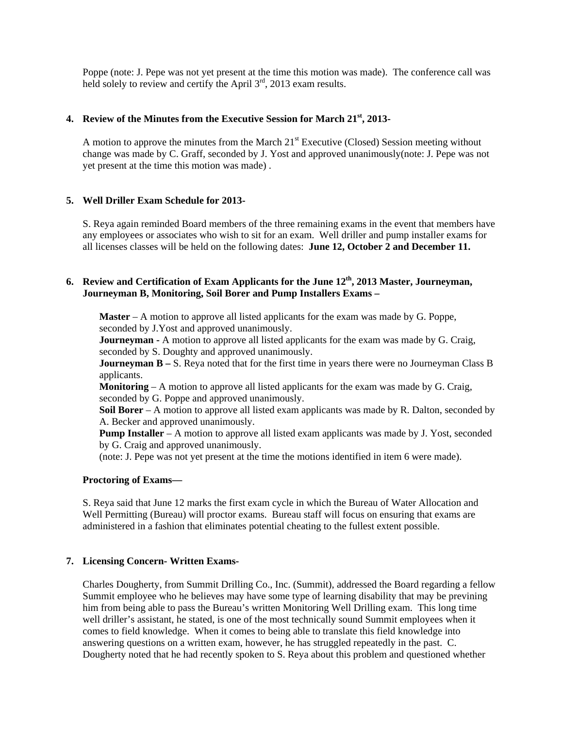Poppe (note: J. Pepe was not yet present at the time this motion was made). The conference call was held solely to review and certify the April 3rd, 2013 exam results.

**4. Review of the Minutes from the Executive Session for March 21st, 2013-**

A motion to approve the minutes from the March 21st Executive (Closed) Session meeting without change was made by C. Graff, seconded by J. Yost and approved unanimously(note: J. Pepe was not yet present at the time this motion was made) .

**5. Well Driller Exam Schedule for 2013-**

S. Reya again reminded Board members of the three remaining exams in the event that members have any employees or associates who wish to sit for an exam. Well driller and pump installer exams for all licenses classes will be held on the following dates: **June 12, October 2 and December 11.**

**6. Review and Certification of Exam Applicants for the June 12th, 2013 Master, Journeyman, Journeyman B, Monitoring, Soil Borer and Pump Installers Exams –**

**Master** – A motion to approve all listed applicants for the exam was made by G. Poppe, seconded by J.Yost and approved unanimously.
**Journeyman -** A motion to approve all listed applicants for the exam was made by G. Craig, seconded by S. Doughty and approved unanimously.
**Journeyman B –** S. Reya noted that for the first time in years there were no Journeyman Class B applicants.
**Monitoring** – A motion to approve all listed applicants for the exam was made by G. Craig, seconded by G. Poppe and approved unanimously.
**Soil Borer** – A motion to approve all listed exam applicants was made by R. Dalton, seconded by A. Becker and approved unanimously.
**Pump Installer** – A motion to approve all listed exam applicants was made by J. Yost, seconded by G. Craig and approved unanimously.
(note: J. Pepe was not yet present at the time the motions identified in item 6 were made).

**Proctoring of Exams—**

S. Reya said that June 12 marks the first exam cycle in which the Bureau of Water Allocation and Well Permitting (Bureau) will proctor exams. Bureau staff will focus on ensuring that exams are administered in a fashion that eliminates potential cheating to the fullest extent possible.

**7. Licensing Concern- Written Exams-**

Charles Dougherty, from Summit Drilling Co., Inc. (Summit), addressed the Board regarding a fellow Summit employee who he believes may have some type of learning disability that may be previning him from being able to pass the Bureau's written Monitoring Well Drilling exam. This long time well driller's assistant, he stated, is one of the most technically sound Summit employees when it comes to field knowledge. When it comes to being able to translate this field knowledge into answering questions on a written exam, however, he has struggled repeatedly in the past. C. Dougherty noted that he had recently spoken to S. Reya about this problem and questioned whether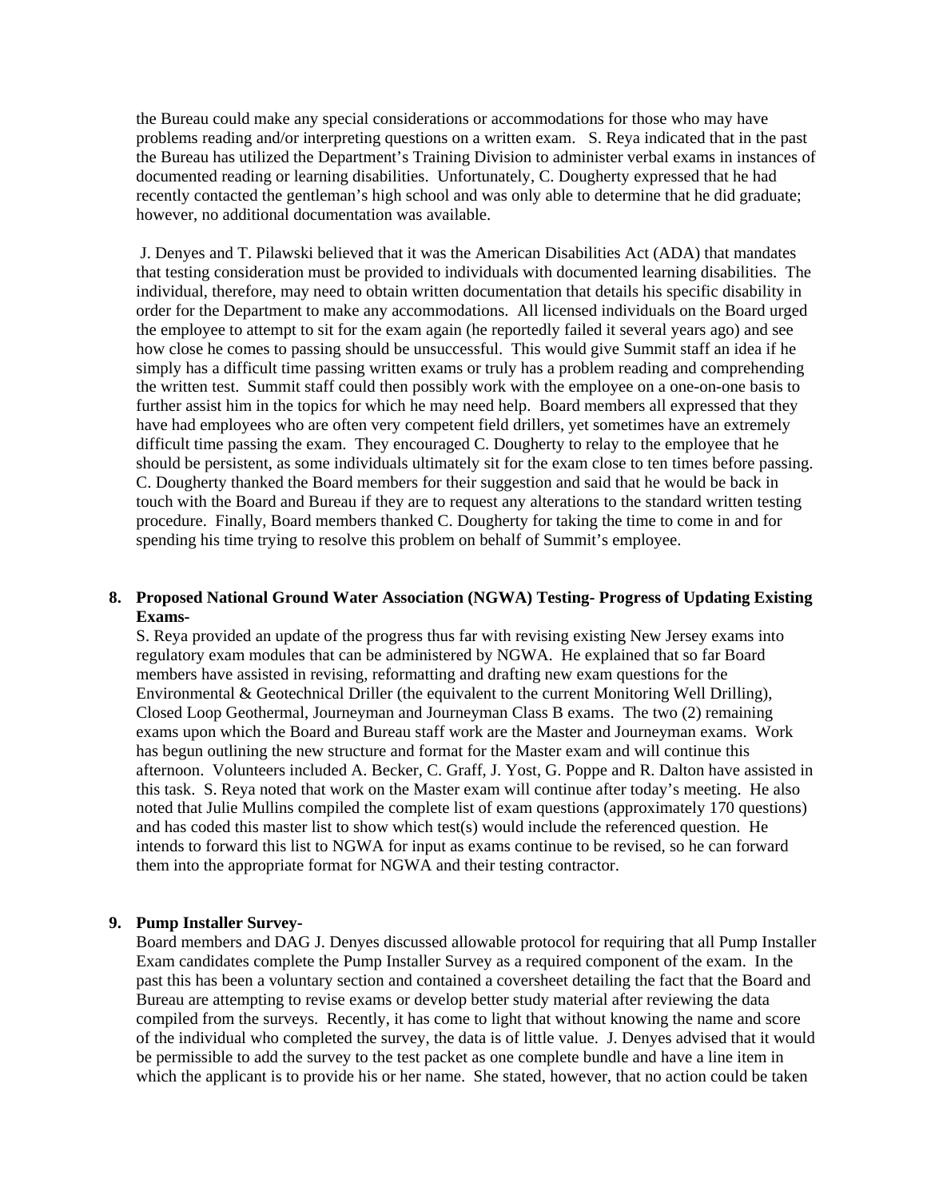the Bureau could make any special considerations or accommodations for those who may have problems reading and/or interpreting questions on a written exam. S. Reya indicated that in the past the Bureau has utilized the Department's Training Division to administer verbal exams in instances of documented reading or learning disabilities. Unfortunately, C. Dougherty expressed that he had recently contacted the gentleman's high school and was only able to determine that he did graduate; however, no additional documentation was available.

J. Denyes and T. Pilawski believed that it was the American Disabilities Act (ADA) that mandates that testing consideration must be provided to individuals with documented learning disabilities. The individual, therefore, may need to obtain written documentation that details his specific disability in order for the Department to make any accommodations. All licensed individuals on the Board urged the employee to attempt to sit for the exam again (he reportedly failed it several years ago) and see how close he comes to passing should be unsuccessful. This would give Summit staff an idea if he simply has a difficult time passing written exams or truly has a problem reading and comprehending the written test. Summit staff could then possibly work with the employee on a one-on-one basis to further assist him in the topics for which he may need help. Board members all expressed that they have had employees who are often very competent field drillers, yet sometimes have an extremely difficult time passing the exam. They encouraged C. Dougherty to relay to the employee that he should be persistent, as some individuals ultimately sit for the exam close to ten times before passing. C. Dougherty thanked the Board members for their suggestion and said that he would be back in touch with the Board and Bureau if they are to request any alterations to the standard written testing procedure. Finally, Board members thanked C. Dougherty for taking the time to come in and for spending his time trying to resolve this problem on behalf of Summit's employee.

**8. Proposed National Ground Water Association (NGWA) Testing- Progress of Updating Existing Exams-**

S. Reya provided an update of the progress thus far with revising existing New Jersey exams into regulatory exam modules that can be administered by NGWA. He explained that so far Board members have assisted in revising, reformatting and drafting new exam questions for the Environmental & Geotechnical Driller (the equivalent to the current Monitoring Well Drilling), Closed Loop Geothermal, Journeyman and Journeyman Class B exams. The two (2) remaining exams upon which the Board and Bureau staff work are the Master and Journeyman exams. Work has begun outlining the new structure and format for the Master exam and will continue this afternoon. Volunteers included A. Becker, C. Graff, J. Yost, G. Poppe and R. Dalton have assisted in this task. S. Reya noted that work on the Master exam will continue after today's meeting. He also noted that Julie Mullins compiled the complete list of exam questions (approximately 170 questions) and has coded this master list to show which test(s) would include the referenced question. He intends to forward this list to NGWA for input as exams continue to be revised, so he can forward them into the appropriate format for NGWA and their testing contractor.

**9. Pump Installer Survey-**

Board members and DAG J. Denyes discussed allowable protocol for requiring that all Pump Installer Exam candidates complete the Pump Installer Survey as a required component of the exam. In the past this has been a voluntary section and contained a coversheet detailing the fact that the Board and Bureau are attempting to revise exams or develop better study material after reviewing the data compiled from the surveys. Recently, it has come to light that without knowing the name and score of the individual who completed the survey, the data is of little value. J. Denyes advised that it would be permissible to add the survey to the test packet as one complete bundle and have a line item in which the applicant is to provide his or her name. She stated, however, that no action could be taken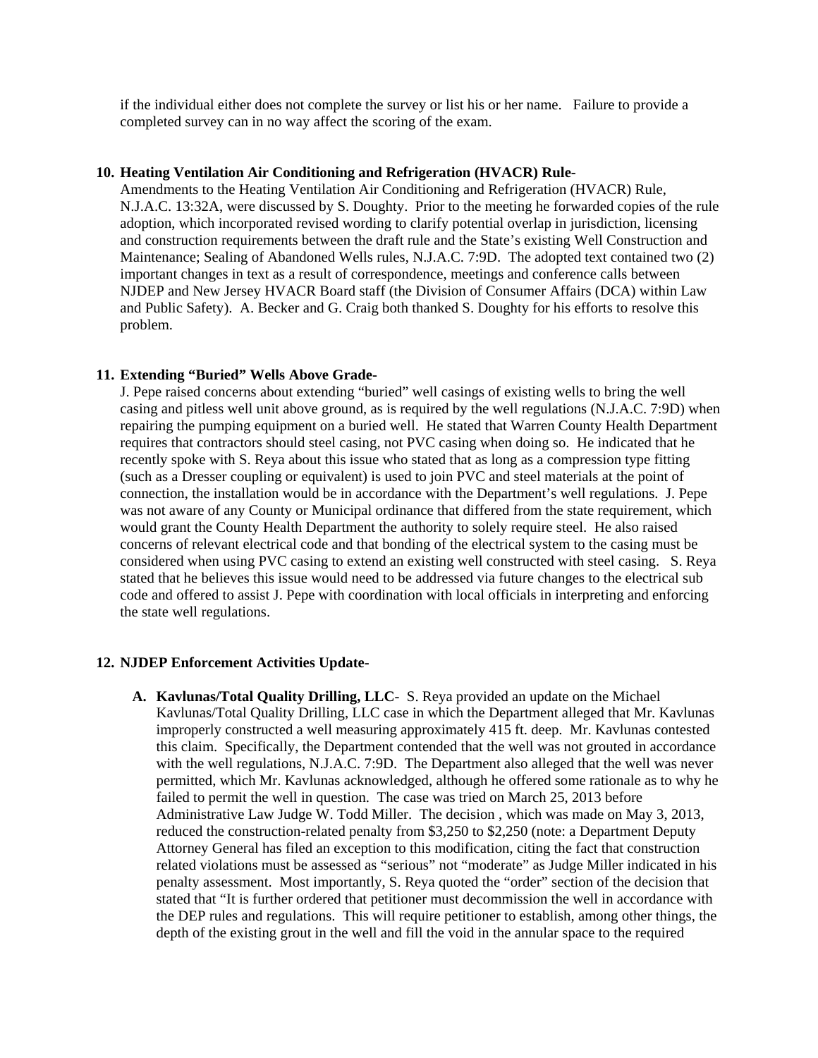if the individual either does not complete the survey or list his or her name. Failure to provide a completed survey can in no way affect the scoring of the exam.

**10. Heating Ventilation Air Conditioning and Refrigeration (HVACR) Rule-**
Amendments to the Heating Ventilation Air Conditioning and Refrigeration (HVACR) Rule, N.J.A.C. 13:32A, were discussed by S. Doughty. Prior to the meeting he forwarded copies of the rule adoption, which incorporated revised wording to clarify potential overlap in jurisdiction, licensing and construction requirements between the draft rule and the State's existing Well Construction and Maintenance; Sealing of Abandoned Wells rules, N.J.A.C. 7:9D. The adopted text contained two (2) important changes in text as a result of correspondence, meetings and conference calls between NJDEP and New Jersey HVACR Board staff (the Division of Consumer Affairs (DCA) within Law and Public Safety). A. Becker and G. Craig both thanked S. Doughty for his efforts to resolve this problem.

**11. Extending "Buried" Wells Above Grade-**
J. Pepe raised concerns about extending "buried" well casings of existing wells to bring the well casing and pitless well unit above ground, as is required by the well regulations (N.J.A.C. 7:9D) when repairing the pumping equipment on a buried well. He stated that Warren County Health Department requires that contractors should steel casing, not PVC casing when doing so. He indicated that he recently spoke with S. Reya about this issue who stated that as long as a compression type fitting (such as a Dresser coupling or equivalent) is used to join PVC and steel materials at the point of connection, the installation would be in accordance with the Department's well regulations. J. Pepe was not aware of any County or Municipal ordinance that differed from the state requirement, which would grant the County Health Department the authority to solely require steel. He also raised concerns of relevant electrical code and that bonding of the electrical system to the casing must be considered when using PVC casing to extend an existing well constructed with steel casing. S. Reya stated that he believes this issue would need to be addressed via future changes to the electrical sub code and offered to assist J. Pepe with coordination with local officials in interpreting and enforcing the state well regulations.

**12. NJDEP Enforcement Activities Update-**

**A. Kavlunas/Total Quality Drilling, LLC**- S. Reya provided an update on the Michael Kavlunas/Total Quality Drilling, LLC case in which the Department alleged that Mr. Kavlunas improperly constructed a well measuring approximately 415 ft. deep. Mr. Kavlunas contested this claim. Specifically, the Department contended that the well was not grouted in accordance with the well regulations, N.J.A.C. 7:9D. The Department also alleged that the well was never permitted, which Mr. Kavlunas acknowledged, although he offered some rationale as to why he failed to permit the well in question. The case was tried on March 25, 2013 before Administrative Law Judge W. Todd Miller. The decision , which was made on May 3, 2013, reduced the construction-related penalty from $3,250 to $2,250 (note: a Department Deputy Attorney General has filed an exception to this modification, citing the fact that construction related violations must be assessed as "serious" not "moderate" as Judge Miller indicated in his penalty assessment. Most importantly, S. Reya quoted the "order" section of the decision that stated that "It is further ordered that petitioner must decommission the well in accordance with the DEP rules and regulations. This will require petitioner to establish, among other things, the depth of the existing grout in the well and fill the void in the annular space to the required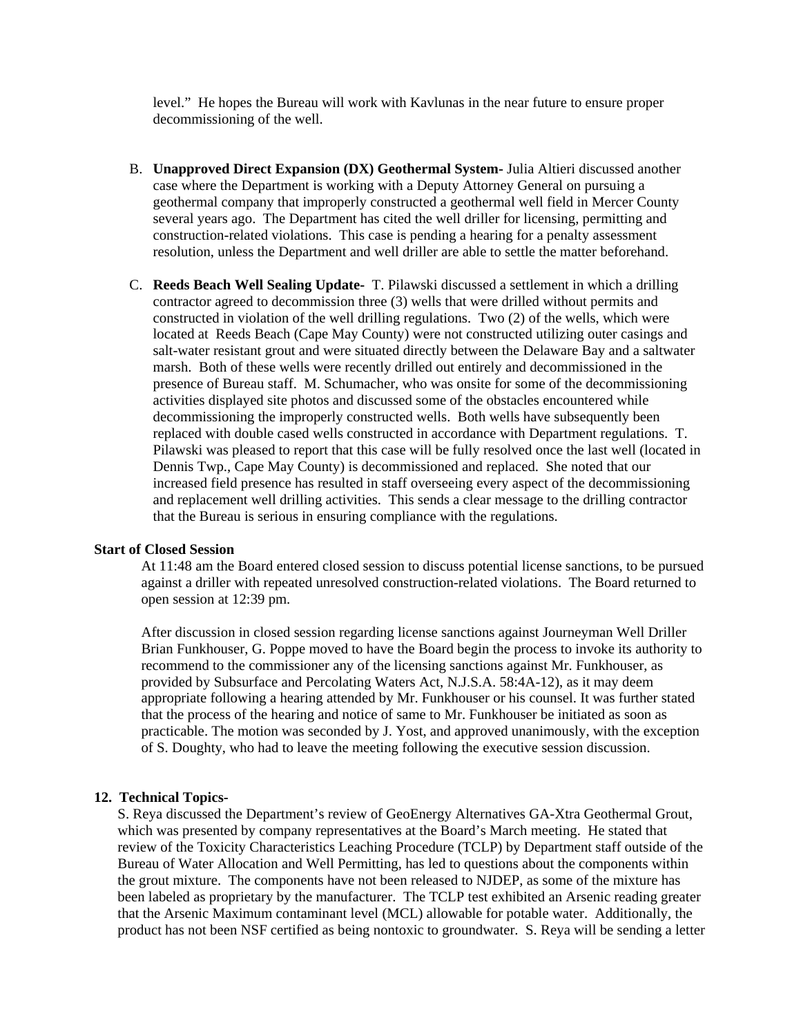level." He hopes the Bureau will work with Kavlunas in the near future to ensure proper decommissioning of the well.

B. **Unapproved Direct Expansion (DX) Geothermal System-** Julia Altieri discussed another case where the Department is working with a Deputy Attorney General on pursuing a geothermal company that improperly constructed a geothermal well field in Mercer County several years ago. The Department has cited the well driller for licensing, permitting and construction-related violations. This case is pending a hearing for a penalty assessment resolution, unless the Department and well driller are able to settle the matter beforehand.

C. **Reeds Beach Well Sealing Update-** T. Pilawski discussed a settlement in which a drilling contractor agreed to decommission three (3) wells that were drilled without permits and constructed in violation of the well drilling regulations. Two (2) of the wells, which were located at Reeds Beach (Cape May County) were not constructed utilizing outer casings and salt-water resistant grout and were situated directly between the Delaware Bay and a saltwater marsh. Both of these wells were recently drilled out entirely and decommissioned in the presence of Bureau staff. M. Schumacher, who was onsite for some of the decommissioning activities displayed site photos and discussed some of the obstacles encountered while decommissioning the improperly constructed wells. Both wells have subsequently been replaced with double cased wells constructed in accordance with Department regulations. T. Pilawski was pleased to report that this case will be fully resolved once the last well (located in Dennis Twp., Cape May County) is decommissioned and replaced. She noted that our increased field presence has resulted in staff overseeing every aspect of the decommissioning and replacement well drilling activities. This sends a clear message to the drilling contractor that the Bureau is serious in ensuring compliance with the regulations.

**Start of Closed Session**

At 11:48 am the Board entered closed session to discuss potential license sanctions, to be pursued against a driller with repeated unresolved construction-related violations. The Board returned to open session at 12:39 pm.

After discussion in closed session regarding license sanctions against Journeyman Well Driller Brian Funkhouser, G. Poppe moved to have the Board begin the process to invoke its authority to recommend to the commissioner any of the licensing sanctions against Mr. Funkhouser, as provided by Subsurface and Percolating Waters Act, N.J.S.A. 58:4A-12), as it may deem appropriate following a hearing attended by Mr. Funkhouser or his counsel. It was further stated that the process of the hearing and notice of same to Mr. Funkhouser be initiated as soon as practicable. The motion was seconded by J. Yost, and approved unanimously, with the exception of S. Doughty, who had to leave the meeting following the executive session discussion.

**12. Technical Topics-**

S. Reya discussed the Department's review of GeoEnergy Alternatives GA-Xtra Geothermal Grout, which was presented by company representatives at the Board's March meeting. He stated that review of the Toxicity Characteristics Leaching Procedure (TCLP) by Department staff outside of the Bureau of Water Allocation and Well Permitting, has led to questions about the components within the grout mixture. The components have not been released to NJDEP, as some of the mixture has been labeled as proprietary by the manufacturer. The TCLP test exhibited an Arsenic reading greater that the Arsenic Maximum contaminant level (MCL) allowable for potable water. Additionally, the product has not been NSF certified as being nontoxic to groundwater. S. Reya will be sending a letter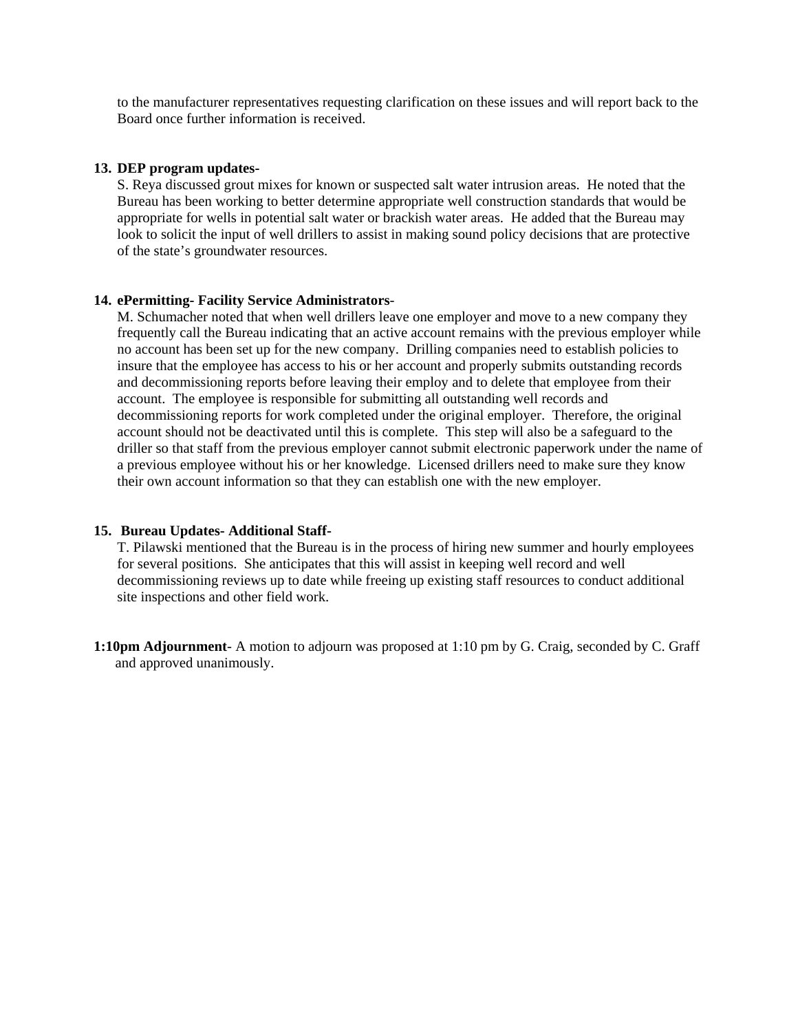to the manufacturer representatives requesting clarification on these issues and will report back to the Board once further information is received.

13. **DEP program updates**-
    S. Reya discussed grout mixes for known or suspected salt water intrusion areas. He noted that the Bureau has been working to better determine appropriate well construction standards that would be appropriate for wells in potential salt water or brackish water areas. He added that the Bureau may look to solicit the input of well drillers to assist in making sound policy decisions that are protective of the state's groundwater resources.

14. **ePermitting- Facility Service Administrators**-
    M. Schumacher noted that when well drillers leave one employer and move to a new company they frequently call the Bureau indicating that an active account remains with the previous employer while no account has been set up for the new company. Drilling companies need to establish policies to insure that the employee has access to his or her account and properly submits outstanding records and decommissioning reports before leaving their employ and to delete that employee from their account. The employee is responsible for submitting all outstanding well records and decommissioning reports for work completed under the original employer. Therefore, the original account should not be deactivated until this is complete. This step will also be a safeguard to the driller so that staff from the previous employer cannot submit electronic paperwork under the name of a previous employee without his or her knowledge. Licensed drillers need to make sure they know their own account information so that they can establish one with the new employer.

15. **Bureau Updates- Additional Staff-**
    T. Pilawski mentioned that the Bureau is in the process of hiring new summer and hourly employees for several positions. She anticipates that this will assist in keeping well record and well decommissioning reviews up to date while freeing up existing staff resources to conduct additional site inspections and other field work.

**1:10pm Adjournment**- A motion to adjourn was proposed at 1:10 pm by G. Craig, seconded by C. Graff and approved unanimously.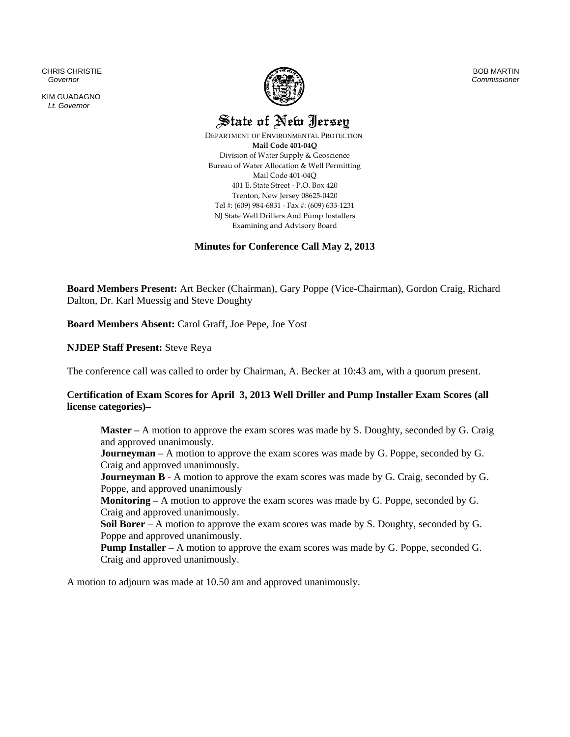CHRIS CHRISTIE
*Governor*

KIM GUADAGNO
*Lt. Governor*

BOB MARTIN
*Commissioner*

# State of New Jersey

DEPARTMENT OF ENVIRONMENTAL PROTECTION
**Mail Code 401-04Q**
Division of Water Supply & Geoscience
Bureau of Water Allocation & Well Permitting
Mail Code 401-04Q
401 E. State Street - P.O. Box 420
Trenton, New Jersey 08625-0420
Tel #: (609) 984-6831 - Fax #: (609) 633-1231
NJ State Well Drillers And Pump Installers
Examining and Advisory Board

## Minutes for Conference Call May 2, 2013

**Board Members Present:** Art Becker (Chairman), Gary Poppe (Vice-Chairman), Gordon Craig, Richard Dalton, Dr. Karl Muessig and Steve Doughty

**Board Members Absent:** Carol Graff, Joe Pepe, Joe Yost

**NJDEP Staff Present:** Steve Reya

The conference call was called to order by Chairman, A. Becker at 10:43 am, with a quorum present.

**Certification of Exam Scores for April 3, 2013 Well Driller and Pump Installer Exam Scores (all license categories)–**

**Master –** A motion to approve the exam scores was made by S. Doughty, seconded by G. Craig and approved unanimously.
**Journeyman** – A motion to approve the exam scores was made by G. Poppe, seconded by G. Craig and approved unanimously.
**Journeyman B** - A motion to approve the exam scores was made by G. Craig, seconded by G. Poppe, and approved unanimously
**Monitoring** – A motion to approve the exam scores was made by G. Poppe, seconded by G. Craig and approved unanimously.
**Soil Borer** – A motion to approve the exam scores was made by S. Doughty, seconded by G. Poppe and approved unanimously.
**Pump Installer** – A motion to approve the exam scores was made by G. Poppe, seconded G. Craig and approved unanimously.

A motion to adjourn was made at 10.50 am and approved unanimously.